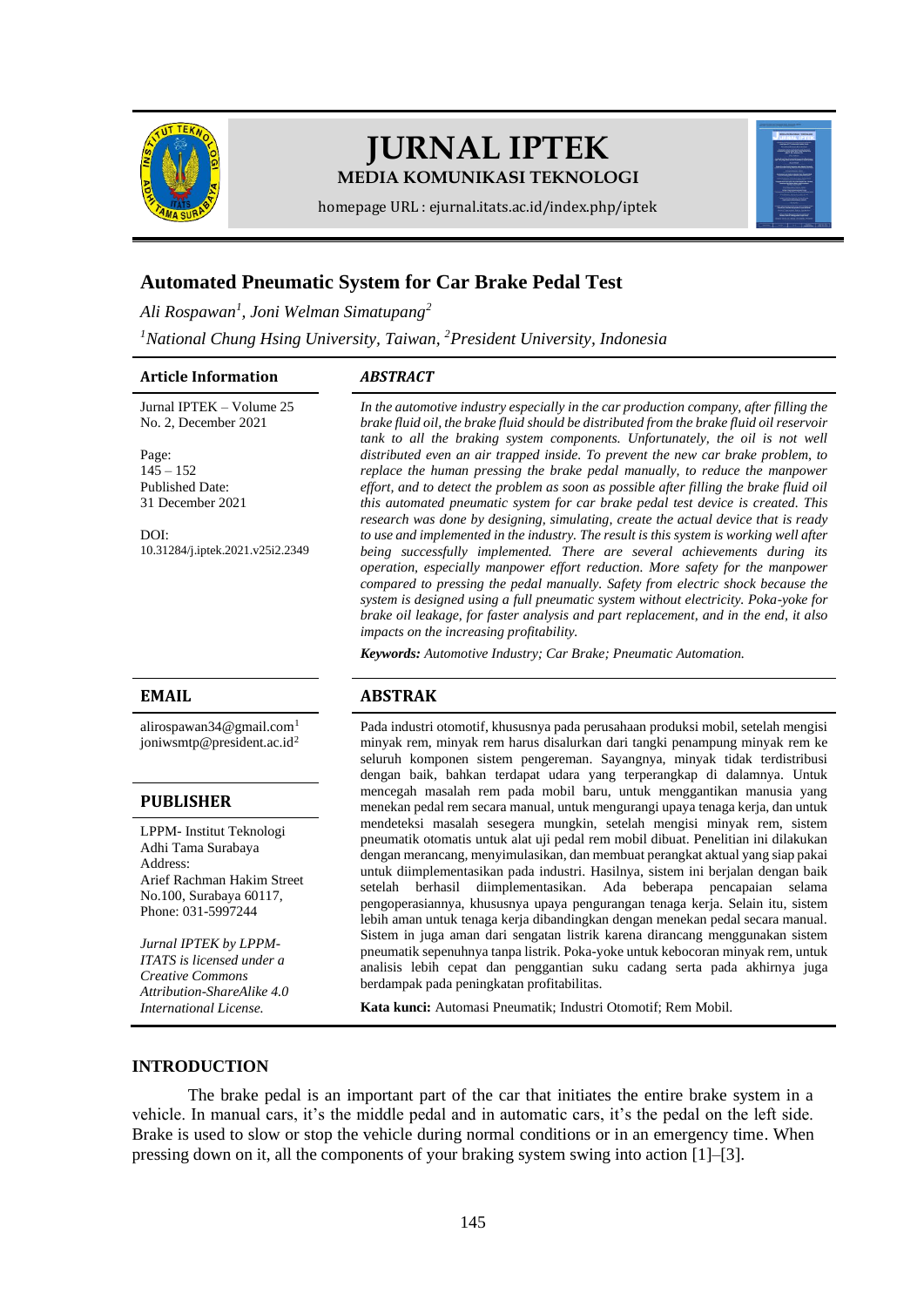# JURNAL IPTEK

**MEDIA KOMUNIKASI TEKNOLOGI**

homepage URL : ejurnal.itats.ac.id/index.php/iptek

## Automated Pneumatic System for Car Brake Pedal Test

*Ali Rospawan[1], Joni Welman Simatupang[2]*

*[1]National Chung Hsing University, Taiwan, [2]President University, Indonesia*

### Article Information

Jurnal IPTEK – Volume 25 No. 2, December 2021

Page: 145 – 152

Published Date: 31 December 2021

DOI: 10.31284/j.iptek.2021.v25i2.2349

### *ABSTRACT*

*In the automotive industry especially in the car production company, after filling the brake fluid oil, the brake fluid should be distributed from the brake fluid oil reservoir tank to all the braking system components. Unfortunately, the oil is not well distributed even an air trapped inside. To prevent the new car brake problem, to replace the human pressing the brake pedal manually, to reduce the manpower effort, and to detect the problem as soon as possible after filling the brake fluid oil this automated pneumatic system for car brake pedal test device is created. This research was done by designing, simulating, create the actual device that is ready to use and implemented in the industry. The result is this system is working well after being successfully implemented. There are several achievements during its operation, especially manpower effort reduction. More safety for the manpower compared to pressing the pedal manually. Safety from electric shock because the system is designed using a full pneumatic system without electricity. Poka-yoke for brake oil leakage, for faster analysis and part replacement, and in the end, it also impacts on the increasing profitability.*

***Keywords:*** *Automotive Industry; Car Brake; Pneumatic Automation.*

### EMAIL

alirospawan34@gmail.com[1]
joniwsmtp@president.ac.id[2]

### PUBLISHER

LPPM- Institut Teknologi Adhi Tama Surabaya
Address:
Arief Rachman Hakim Street No.100, Surabaya 60117,
Phone: 031-5997244

*Jurnal IPTEK by LPPM-ITATS is licensed under a Creative Commons Attribution-ShareAlike 4.0 International License.*

### ABSTRAK

Pada industri otomotif, khususnya pada perusahaan produksi mobil, setelah mengisi minyak rem, minyak rem harus disalurkan dari tangki penampung minyak rem ke seluruh komponen sistem pengereman. Sayangnya, minyak tidak terdistribusi dengan baik, bahkan terdapat udara yang terperangkap di dalamnya. Untuk mencegah masalah rem pada mobil baru, untuk menggantikan manusia yang menekan pedal rem secara manual, untuk mengurangi upaya tenaga kerja, dan untuk mendeteksi masalah sesegera mungkin, setelah mengisi minyak rem, sistem pneumatik otomatis untuk alat uji pedal rem mobil dibuat. Penelitian ini dilakukan dengan merancang, menyimulasikan, dan membuat perangkat aktual yang siap pakai untuk diimplementasikan pada industri. Hasilnya, sistem ini berjalan dengan baik setelah berhasil diimplementasikan. Ada beberapa pencapaian selama pengoperasiannya, khususnya upaya pengurangan tenaga kerja. Selain itu, sistem lebih aman untuk tenaga kerja dibandingkan dengan menekan pedal secara manual. Sistem in juga aman dari sengatan listrik karena dirancang menggunakan sistem pneumatik sepenuhnya tanpa listrik. Poka-yoke untuk kebocoran minyak rem, untuk analisis lebih cepat dan penggantian suku cadang serta pada akhirnya juga berdampak pada peningkatan profitabilitas.

**Kata kunci:** Automasi Pneumatik; Industri Otomotif; Rem Mobil.

## INTRODUCTION

The brake pedal is an important part of the car that initiates the entire brake system in a vehicle. In manual cars, it's the middle pedal and in automatic cars, it's the pedal on the left side. Brake is used to slow or stop the vehicle during normal conditions or in an emergency time. When pressing down on it, all the components of your braking system swing into action [1]–[3].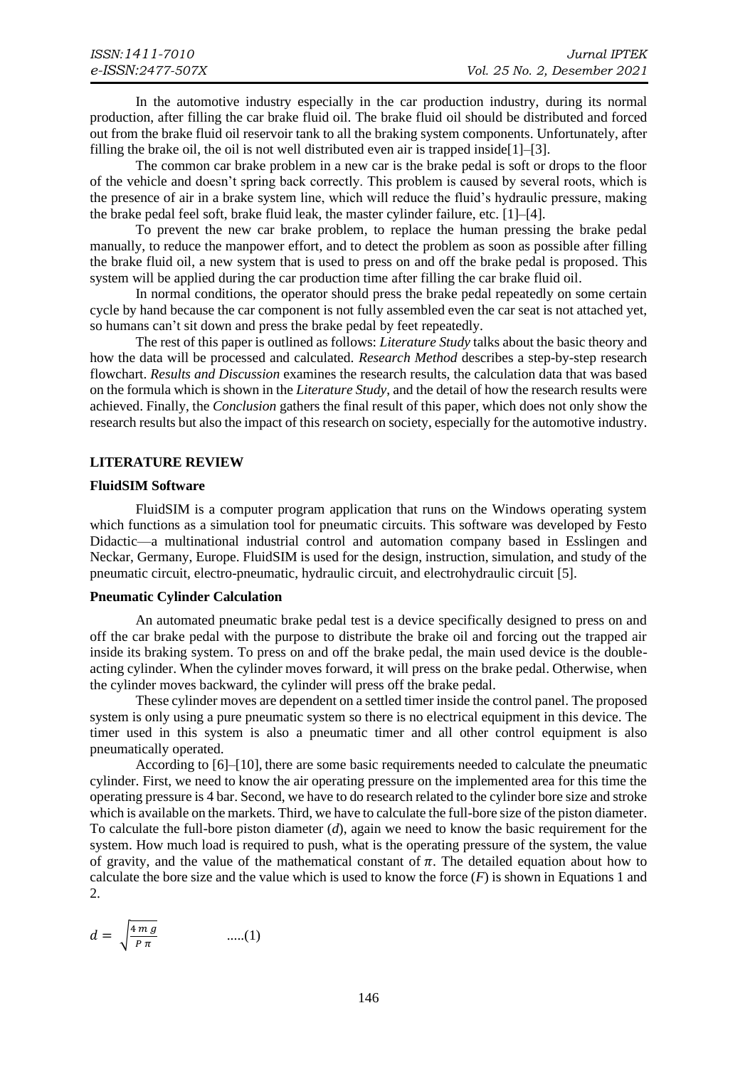In the automotive industry especially in the car production industry, during its normal production, after filling the car brake fluid oil. The brake fluid oil should be distributed and forced out from the brake fluid oil reservoir tank to all the braking system components. Unfortunately, after filling the brake oil, the oil is not well distributed even air is trapped inside[1]–[3].

The common car brake problem in a new car is the brake pedal is soft or drops to the floor of the vehicle and doesn't spring back correctly. This problem is caused by several roots, which is the presence of air in a brake system line, which will reduce the fluid's hydraulic pressure, making the brake pedal feel soft, brake fluid leak, the master cylinder failure, etc. [1]–[4].

To prevent the new car brake problem, to replace the human pressing the brake pedal manually, to reduce the manpower effort, and to detect the problem as soon as possible after filling the brake fluid oil, a new system that is used to press on and off the brake pedal is proposed. This system will be applied during the car production time after filling the car brake fluid oil.

In normal conditions, the operator should press the brake pedal repeatedly on some certain cycle by hand because the car component is not fully assembled even the car seat is not attached yet, so humans can't sit down and press the brake pedal by feet repeatedly.

The rest of this paper is outlined as follows: *Literature Study* talks about the basic theory and how the data will be processed and calculated. *Research Method* describes a step-by-step research flowchart. *Results and Discussion* examines the research results, the calculation data that was based on the formula which is shown in the *Literature Study*, and the detail of how the research results were achieved. Finally, the *Conclusion* gathers the final result of this paper, which does not only show the research results but also the impact of this research on society, especially for the automotive industry.

## LITERATURE REVIEW

### FluidSIM Software

FluidSIM is a computer program application that runs on the Windows operating system which functions as a simulation tool for pneumatic circuits. This software was developed by Festo Didactic—a multinational industrial control and automation company based in Esslingen and Neckar, Germany, Europe. FluidSIM is used for the design, instruction, simulation, and study of the pneumatic circuit, electro-pneumatic, hydraulic circuit, and electrohydraulic circuit [5].

### Pneumatic Cylinder Calculation

An automated pneumatic brake pedal test is a device specifically designed to press on and off the car brake pedal with the purpose to distribute the brake oil and forcing out the trapped air inside its braking system. To press on and off the brake pedal, the main used device is the double-acting cylinder. When the cylinder moves forward, it will press on the brake pedal. Otherwise, when the cylinder moves backward, the cylinder will press off the brake pedal.

These cylinder moves are dependent on a settled timer inside the control panel. The proposed system is only using a pure pneumatic system so there is no electrical equipment in this device. The timer used in this system is also a pneumatic timer and all other control equipment is also pneumatically operated.

According to [6]–[10], there are some basic requirements needed to calculate the pneumatic cylinder. First, we need to know the air operating pressure on the implemented area for this time the operating pressure is 4 bar. Second, we have to do research related to the cylinder bore size and stroke which is available on the markets. Third, we have to calculate the full-bore size of the piston diameter. To calculate the full-bore piston diameter ($d$), again we need to know the basic requirement for the system. How much load is required to push, what is the operating pressure of the system, the value of gravity, and the value of the mathematical constant of $\pi$. The detailed equation about how to calculate the bore size and the value which is used to know the force ($F$) is shown in Equations 1 and 2.

$$d = \sqrt{\frac{4\,m\,g}{P\,\pi}} \qquad .....(1)$$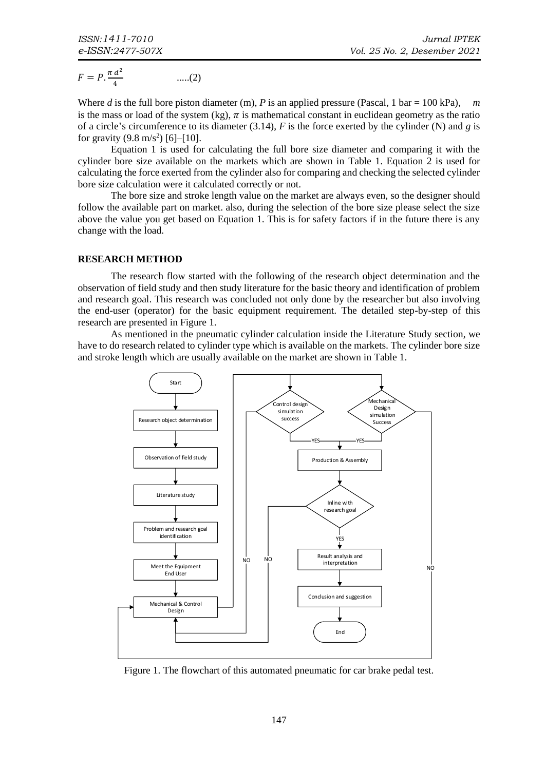$$F = P.\frac{\pi d^2}{4} \quad .....(2)$$

Where *d* is the full bore piston diameter (m), *P* is an applied pressure (Pascal, 1 bar = 100 kPa), *m* is the mass or load of the system (kg), $\pi$ is mathematical constant in euclidean geometry as the ratio of a circle's circumference to its diameter (3.14), *F* is the force exerted by the cylinder (N) and *g* is for gravity (9.8 m/s$^2$) [6]–[10].

Equation 1 is used for calculating the full bore size diameter and comparing it with the cylinder bore size available on the markets which are shown in Table 1. Equation 2 is used for calculating the force exerted from the cylinder also for comparing and checking the selected cylinder bore size calculation were it calculated correctly or not.

The bore size and stroke length value on the market are always even, so the designer should follow the available part on market. also, during the selection of the bore size please select the size above the value you get based on Equation 1. This is for safety factors if in the future there is any change with the load.

## RESEARCH METHOD

The research flow started with the following of the research object determination and the observation of field study and then study literature for the basic theory and identification of problem and research goal. This research was concluded not only done by the researcher but also involving the end-user (operator) for the basic equipment requirement. The detailed step-by-step of this research are presented in Figure 1.

As mentioned in the pneumatic cylinder calculation inside the Literature Study section, we have to do research related to cylinder type which is available on the markets. The cylinder bore size and stroke length which are usually available on the market are shown in Table 1.

Figure 1. The flowchart of this automated pneumatic for car brake pedal test.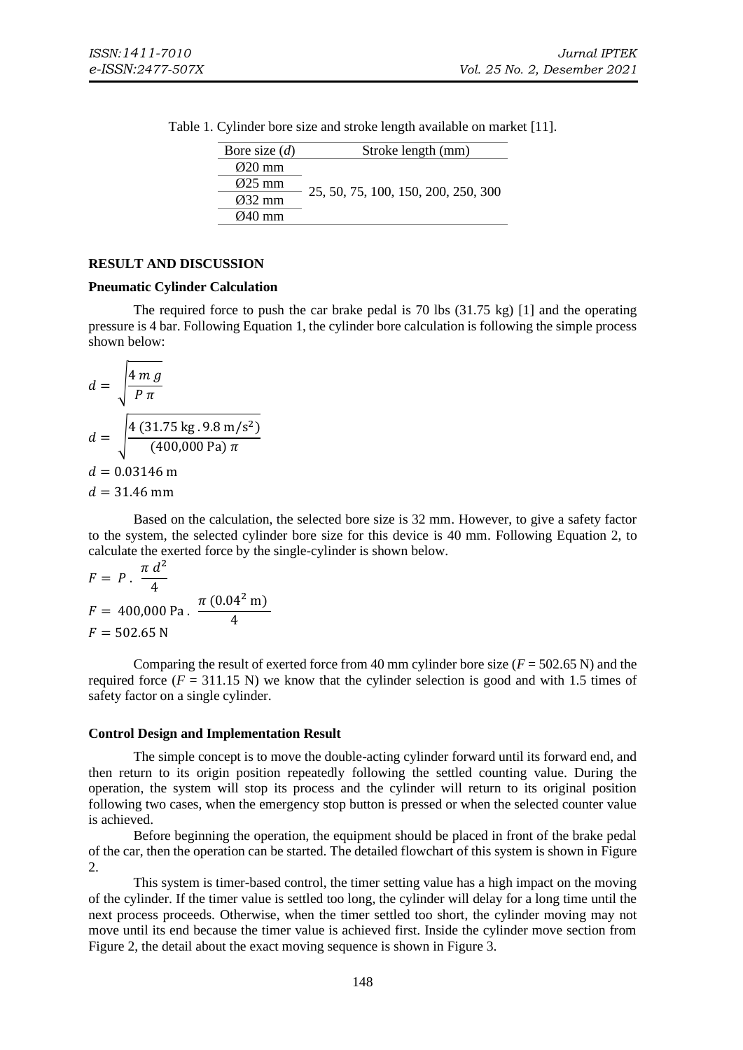Table 1. Cylinder bore size and stroke length available on market [11].

| Bore size ($d$) | Stroke length (mm) |
|---|---|
| Ø20 mm | 25, 50, 75, 100, 150, 200, 250, 300 |
| Ø25 mm | |
| Ø32 mm | |
| Ø40 mm | |

## RESULT AND DISCUSSION

### Pneumatic Cylinder Calculation

The required force to push the car brake pedal is 70 lbs (31.75 kg) [1] and the operating pressure is 4 bar. Following Equation 1, the cylinder bore calculation is following the simple process shown below:

$$d = \sqrt{\frac{4\,m\,g}{P\,\pi}}$$

$$d = \sqrt{\frac{4\,(31.75\,\text{kg}\,.\,9.8\,\text{m/s}^2)}{(400{,}000\,\text{Pa})\,\pi}}$$

$$d = 0.03146\ \text{m}$$

$$d = 31.46\ \text{mm}$$

Based on the calculation, the selected bore size is 32 mm. However, to give a safety factor to the system, the selected cylinder bore size for this device is 40 mm. Following Equation 2, to calculate the exerted force by the single-cylinder is shown below.

$$F = P\,.\,\frac{\pi\,d^2}{4}$$

$$F = 400{,}000\ \text{Pa}\,.\,\frac{\pi\,(0.04^2\ \text{m})}{4}$$

$$F = 502.65\ \text{N}$$

Comparing the result of exerted force from 40 mm cylinder bore size ($F$ = 502.65 N) and the required force ($F$ = 311.15 N) we know that the cylinder selection is good and with 1.5 times of safety factor on a single cylinder.

### Control Design and Implementation Result

The simple concept is to move the double-acting cylinder forward until its forward end, and then return to its origin position repeatedly following the settled counting value. During the operation, the system will stop its process and the cylinder will return to its original position following two cases, when the emergency stop button is pressed or when the selected counter value is achieved.

Before beginning the operation, the equipment should be placed in front of the brake pedal of the car, then the operation can be started. The detailed flowchart of this system is shown in Figure 2.

This system is timer-based control, the timer setting value has a high impact on the moving of the cylinder. If the timer value is settled too long, the cylinder will delay for a long time until the next process proceeds. Otherwise, when the timer settled too short, the cylinder moving may not move until its end because the timer value is achieved first. Inside the cylinder move section from Figure 2, the detail about the exact moving sequence is shown in Figure 3.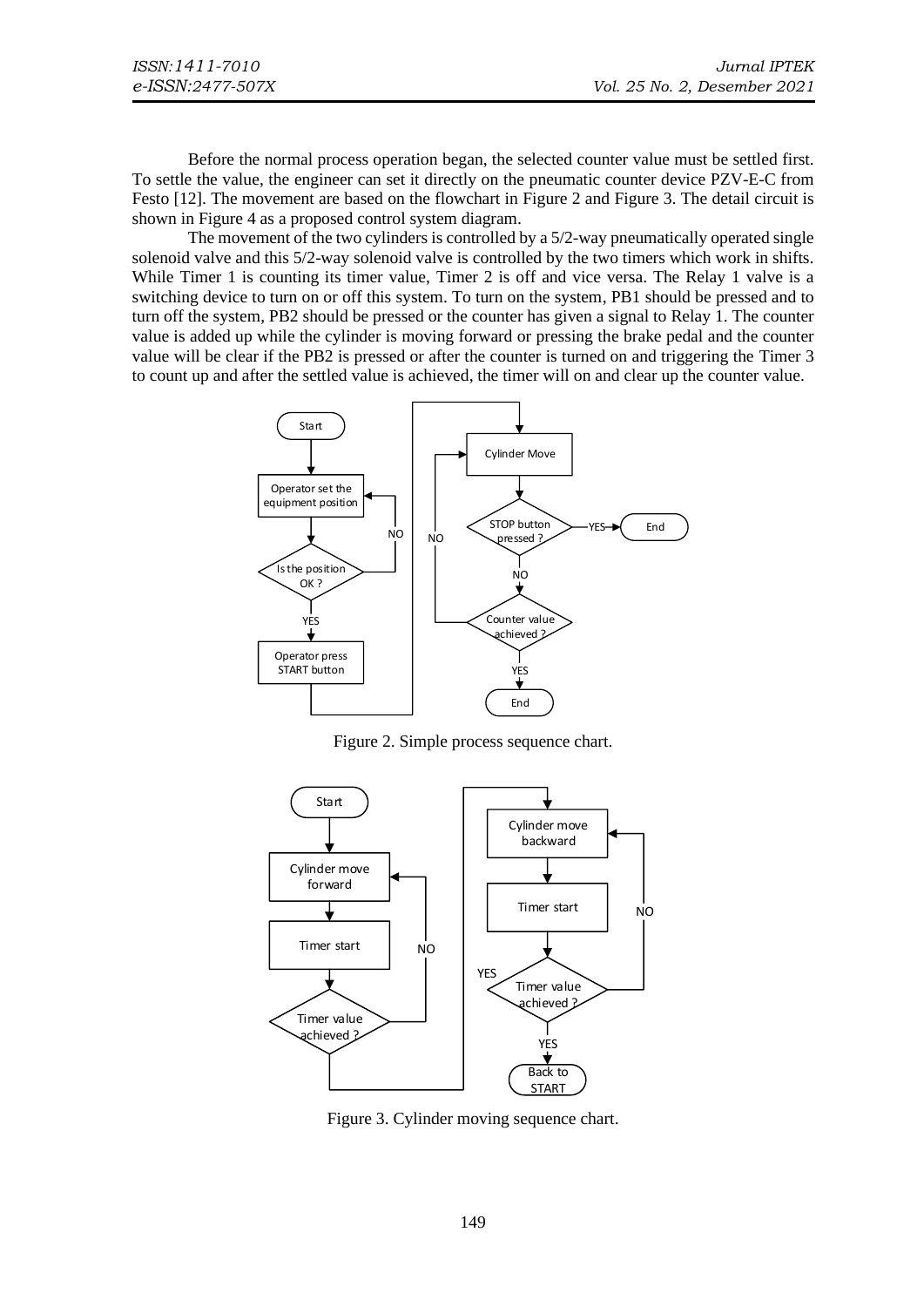Before the normal process operation began, the selected counter value must be settled first. To settle the value, the engineer can set it directly on the pneumatic counter device PZV-E-C from Festo [12]. The movement are based on the flowchart in Figure 2 and Figure 3. The detail circuit is shown in Figure 4 as a proposed control system diagram.

The movement of the two cylinders is controlled by a 5/2-way pneumatically operated single solenoid valve and this 5/2-way solenoid valve is controlled by the two timers which work in shifts. While Timer 1 is counting its timer value, Timer 2 is off and vice versa. The Relay 1 valve is a switching device to turn on or off this system. To turn on the system, PB1 should be pressed and to turn off the system, PB2 should be pressed or the counter has given a signal to Relay 1. The counter value is added up while the cylinder is moving forward or pressing the brake pedal and the counter value will be clear if the PB2 is pressed or after the counter is turned on and triggering the Timer 3 to count up and after the settled value is achieved, the timer will on and clear up the counter value.

Figure 2. Simple process sequence chart.

Figure 3. Cylinder moving sequence chart.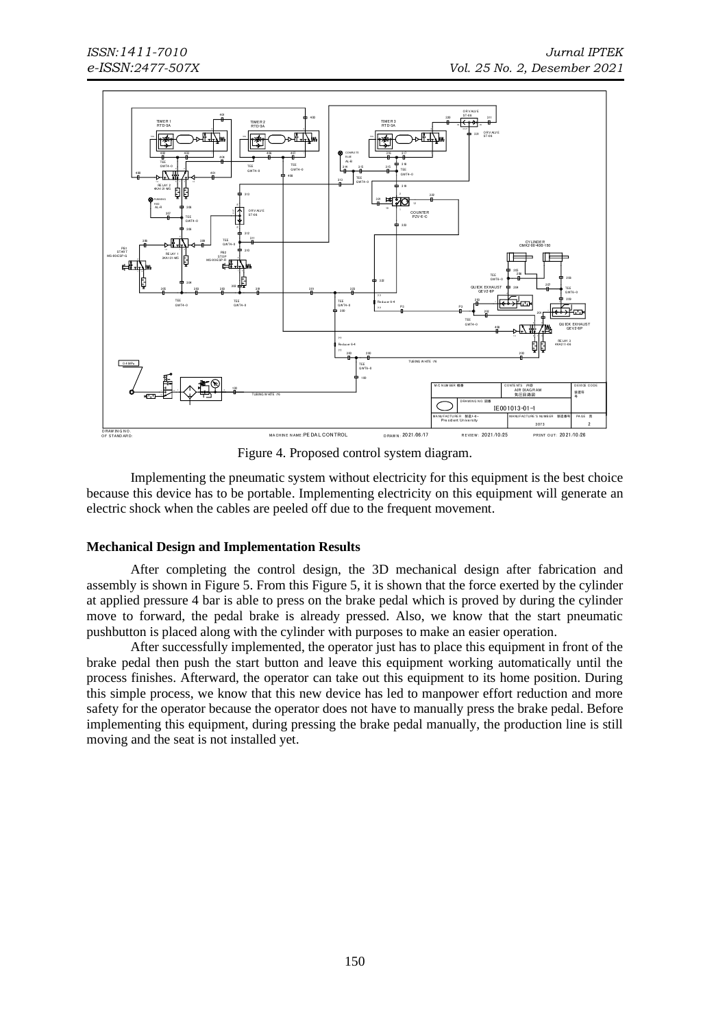Figure 4. Proposed control system diagram.

Implementing the pneumatic system without electricity for this equipment is the best choice because this device has to be portable. Implementing electricity on this equipment will generate an electric shock when the cables are peeled off due to the frequent movement.

### Mechanical Design and Implementation Results

After completing the control design, the 3D mechanical design after fabrication and assembly is shown in Figure 5. From this Figure 5, it is shown that the force exerted by the cylinder at applied pressure 4 bar is able to press on the brake pedal which is proved by during the cylinder move to forward, the pedal brake is already pressed. Also, we know that the start pneumatic pushbutton is placed along with the cylinder with purposes to make an easier operation.

After successfully implemented, the operator just has to place this equipment in front of the brake pedal then push the start button and leave this equipment working automatically until the process finishes. Afterward, the operator can take out this equipment to its home position. During this simple process, we know that this new device has led to manpower effort reduction and more safety for the operator because the operator does not have to manually press the brake pedal. Before implementing this equipment, during pressing the brake pedal manually, the production line is still moving and the seat is not installed yet.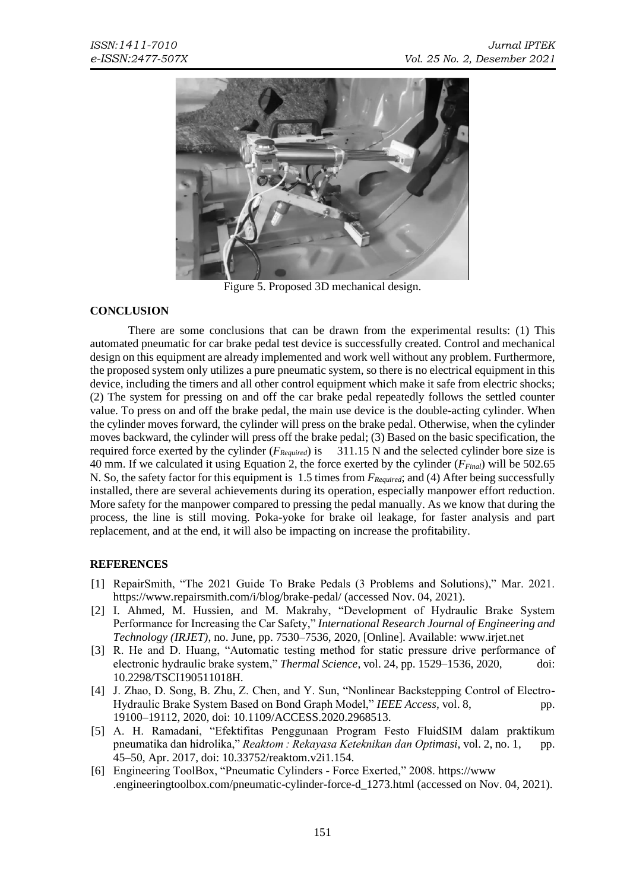Figure 5. Proposed 3D mechanical design.

## CONCLUSION

There are some conclusions that can be drawn from the experimental results: (1) This automated pneumatic for car brake pedal test device is successfully created. Control and mechanical design on this equipment are already implemented and work well without any problem. Furthermore, the proposed system only utilizes a pure pneumatic system, so there is no electrical equipment in this device, including the timers and all other control equipment which make it safe from electric shocks; (2) The system for pressing on and off the car brake pedal repeatedly follows the settled counter value. To press on and off the brake pedal, the main use device is the double-acting cylinder. When the cylinder moves forward, the cylinder will press on the brake pedal. Otherwise, when the cylinder moves backward, the cylinder will press off the brake pedal; (3) Based on the basic specification, the required force exerted by the cylinder ($F_{Required}$) is 311.15 N and the selected cylinder bore size is 40 mm. If we calculated it using Equation 2, the force exerted by the cylinder ($F_{Final}$) will be 502.65 N. So, the safety factor for this equipment is 1.5 times from $F_{Required}$; and (4) After being successfully installed, there are several achievements during its operation, especially manpower effort reduction. More safety for the manpower compared to pressing the pedal manually. As we know that during the process, the line is still moving. Poka-yoke for brake oil leakage, for faster analysis and part replacement, and at the end, it will also be impacting on increase the profitability.

## REFERENCES

[1] RepairSmith, "The 2021 Guide To Brake Pedals (3 Problems and Solutions)," Mar. 2021. https://www.repairsmith.com/i/blog/brake-pedal/ (accessed Nov. 04, 2021).

[2] I. Ahmed, M. Hussien, and M. Makrahy, "Development of Hydraulic Brake System Performance for Increasing the Car Safety," *International Research Journal of Engineering and Technology (IRJET)*, no. June, pp. 7530–7536, 2020, [Online]. Available: www.irjet.net

[3] R. He and D. Huang, "Automatic testing method for static pressure drive performance of electronic hydraulic brake system," *Thermal Science*, vol. 24, pp. 1529–1536, 2020, doi: 10.2298/TSCI190511018H.

[4] J. Zhao, D. Song, B. Zhu, Z. Chen, and Y. Sun, "Nonlinear Backstepping Control of Electro-Hydraulic Brake System Based on Bond Graph Model," *IEEE Access*, vol. 8, pp. 19100–19112, 2020, doi: 10.1109/ACCESS.2020.2968513.

[5] A. H. Ramadani, "Efektifitas Penggunaan Program Festo FluidSIM dalam praktikum pneumatika dan hidrolika," *Reaktom : Rekayasa Keteknikan dan Optimasi*, vol. 2, no. 1, pp. 45–50, Apr. 2017, doi: 10.33752/reaktom.v2i1.154.

[6] Engineering ToolBox, "Pneumatic Cylinders - Force Exerted," 2008. https://www .engineeringtoolbox.com/pneumatic-cylinder-force-d_1273.html (accessed on Nov. 04, 2021).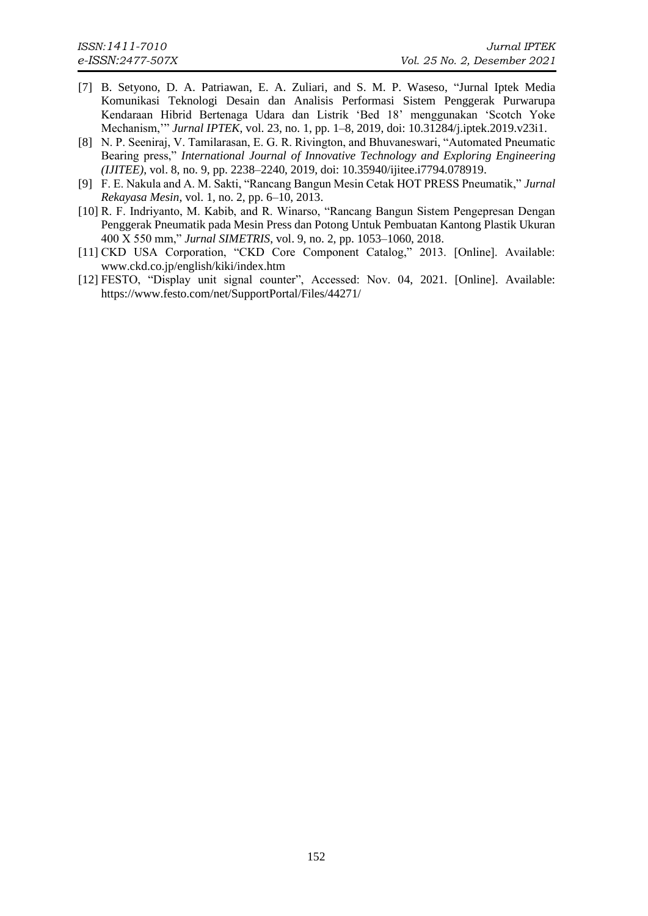[7] B. Setyono, D. A. Patriawan, E. A. Zuliari, and S. M. P. Waseso, "Jurnal Iptek Media Komunikasi Teknologi Desain dan Analisis Performasi Sistem Penggerak Purwarupa Kendaraan Hibrid Bertenaga Udara dan Listrik 'Bed 18' menggunakan 'Scotch Yoke Mechanism,'" *Jurnal IPTEK*, vol. 23, no. 1, pp. 1–8, 2019, doi: 10.31284/j.iptek.2019.v23i1.

[8] N. P. Seeniraj, V. Tamilarasan, E. G. R. Rivington, and Bhuvaneswari, "Automated Pneumatic Bearing press," *International Journal of Innovative Technology and Exploring Engineering (IJITEE)*, vol. 8, no. 9, pp. 2238–2240, 2019, doi: 10.35940/ijitee.i7794.078919.

[9] F. E. Nakula and A. M. Sakti, "Rancang Bangun Mesin Cetak HOT PRESS Pneumatik," *Jurnal Rekayasa Mesin*, vol. 1, no. 2, pp. 6–10, 2013.

[10] R. F. Indriyanto, M. Kabib, and R. Winarso, "Rancang Bangun Sistem Pengepresan Dengan Penggerak Pneumatik pada Mesin Press dan Potong Untuk Pembuatan Kantong Plastik Ukuran 400 X 550 mm," *Jurnal SIMETRIS*, vol. 9, no. 2, pp. 1053–1060, 2018.

[11] CKD USA Corporation, "CKD Core Component Catalog," 2013. [Online]. Available: www.ckd.co.jp/english/kiki/index.htm

[12] FESTO, "Display unit signal counter", Accessed: Nov. 04, 2021. [Online]. Available: https://www.festo.com/net/SupportPortal/Files/44271/